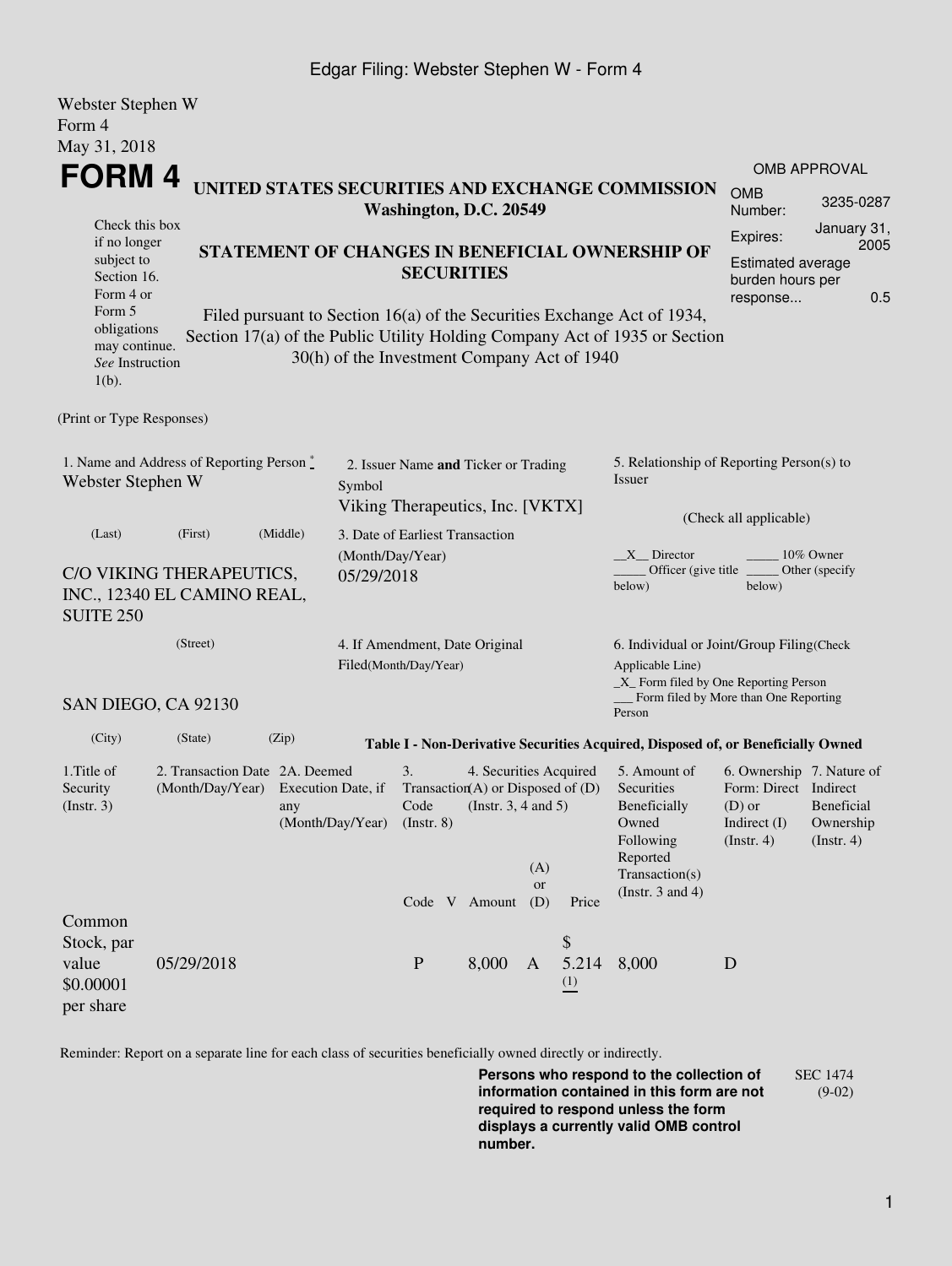Edgar Filing: Webster Stephen W - Form 4

Webster Stephen W
Form 4
May 31, 2018

# FORM 4

## UNITED STATES SECURITIES AND EXCHANGE COMMISSION
**Washington, D.C. 20549**

| OMB APPROVAL | |
|---|---|
| OMB Number: | 3235-0287 |
| Expires: | January 31, 2005 |
| Estimated average burden hours per response... | 0.5 |

Check this box if no longer subject to Section 16. Form 4 or Form 5 obligations may continue. *See* Instruction 1(b).

### STATEMENT OF CHANGES IN BENEFICIAL OWNERSHIP OF SECURITIES

Filed pursuant to Section 16(a) of the Securities Exchange Act of 1934, Section 17(a) of the Public Utility Holding Company Act of 1935 or Section 30(h) of the Investment Company Act of 1940

(Print or Type Responses)

1. Name and Address of Reporting Person *
Webster Stephen W

(Last) (First) (Middle)

C/O VIKING THERAPEUTICS, INC., 12340 EL CAMINO REAL, SUITE 250

(Street)

SAN DIEGO, CA 92130

(City) (State) (Zip)

2. Issuer Name **and** Ticker or Trading Symbol
Viking Therapeutics, Inc. [VKTX]

3. Date of Earliest Transaction (Month/Day/Year)
05/29/2018

4. If Amendment, Date Original Filed(Month/Day/Year)

5. Relationship of Reporting Person(s) to Issuer

(Check all applicable)

\_\_X\_\_ Director \_\_\_\_\_ 10% Owner
\_\_\_\_\_ Officer (give title below) \_\_\_\_\_ Other (specify below)

6. Individual or Joint/Group Filing(Check Applicable Line)
\_X\_ Form filed by One Reporting Person
\_\_\_ Form filed by More than One Reporting Person

**Table I - Non-Derivative Securities Acquired, Disposed of, or Beneficially Owned**

| 1.Title of Security (Instr. 3) | 2. Transaction Date (Month/Day/Year) | 2A. Deemed Execution Date, if any (Month/Day/Year) | 3. Transaction Code (Instr. 8) | | 4. Securities Acquired (A) or Disposed of (D) (Instr. 3, 4 and 5) | | | 5. Amount of Securities Beneficially Owned Following Reported Transaction(s) (Instr. 3 and 4) | 6. Ownership Form: Direct (D) or Indirect (I) (Instr. 4) | 7. Nature of Indirect Beneficial Ownership (Instr. 4) |
|---|---|---|---|---|---|---|---|---|---|---|
| | | | Code | V | Amount | (A) or (D) | Price | | | |
| Common Stock, par value $0.00001 per share | 05/29/2018 | | P | | 8,000 | A | $ 5.214 (1) | 8,000 | D | |

Reminder: Report on a separate line for each class of securities beneficially owned directly or indirectly.

**Persons who respond to the collection of information contained in this form are not required to respond unless the form displays a currently valid OMB control number.**

SEC 1474 (9-02)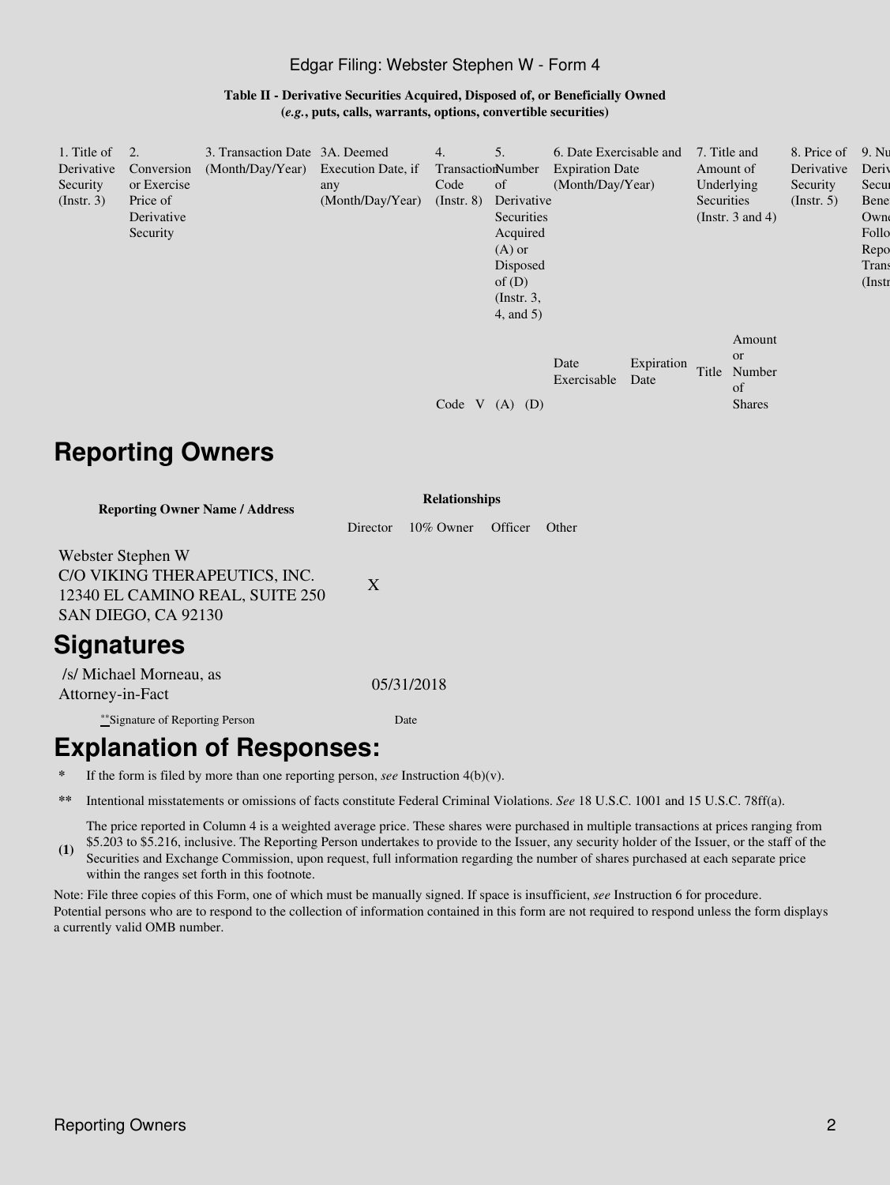**Table II - Derivative Securities Acquired, Disposed of, or Beneficially Owned**
**(*e.g.*, puts, calls, warrants, options, convertible securities)**

| 1. Title of Derivative Security (Instr. 3) | 2. Conversion or Exercise Price of Derivative Security | 3. Transaction Date (Month/Day/Year) | 3A. Deemed Execution Date, if any (Month/Day/Year) | 4. Transaction Code (Instr. 8) | | 5. Number of Derivative Securities Acquired (A) or Disposed of (D) (Instr. 3, 4, and 5) | | 6. Date Exercisable and Expiration Date (Month/Day/Year) | | 7. Title and Amount of Underlying Securities (Instr. 3 and 4) | | 8. Price of Derivative Security (Instr. 5) | 9. Nu Deriv Secur Bene Owne Follo Repo Trans (Instr |
|---|---|---|---|---|---|---|---|---|---|---|---|---|---|
| | | | | Code | V | (A) | (D) | Date Exercisable | Expiration Date | Title | Amount or Number of Shares | | |

# Reporting Owners

| Reporting Owner Name / Address | Relationships | | | |
|---|---|---|---|---|
| | Director | 10% Owner | Officer | Other |
| Webster Stephen W<br>C/O VIKING THERAPEUTICS, INC.<br>12340 EL CAMINO REAL, SUITE 250<br>SAN DIEGO, CA 92130 | X | | | |

# Signatures

| | |
|---|---|
| /s/ Michael Morneau, as Attorney-in-Fact | 05/31/2018 |
| **Signature of Reporting Person | Date |

# Explanation of Responses:

\* If the form is filed by more than one reporting person, *see* Instruction 4(b)(v).

** Intentional misstatements or omissions of facts constitute Federal Criminal Violations. *See* 18 U.S.C. 1001 and 15 U.S.C. 78ff(a).

**(1)** The price reported in Column 4 is a weighted average price. These shares were purchased in multiple transactions at prices ranging from $5.203 to $5.216, inclusive. The Reporting Person undertakes to provide to the Issuer, any security holder of the Issuer, or the staff of the Securities and Exchange Commission, upon request, full information regarding the number of shares purchased at each separate price within the ranges set forth in this footnote.

Note: File three copies of this Form, one of which must be manually signed. If space is insufficient, *see* Instruction 6 for procedure.
Potential persons who are to respond to the collection of information contained in this form are not required to respond unless the form displays a currently valid OMB number.